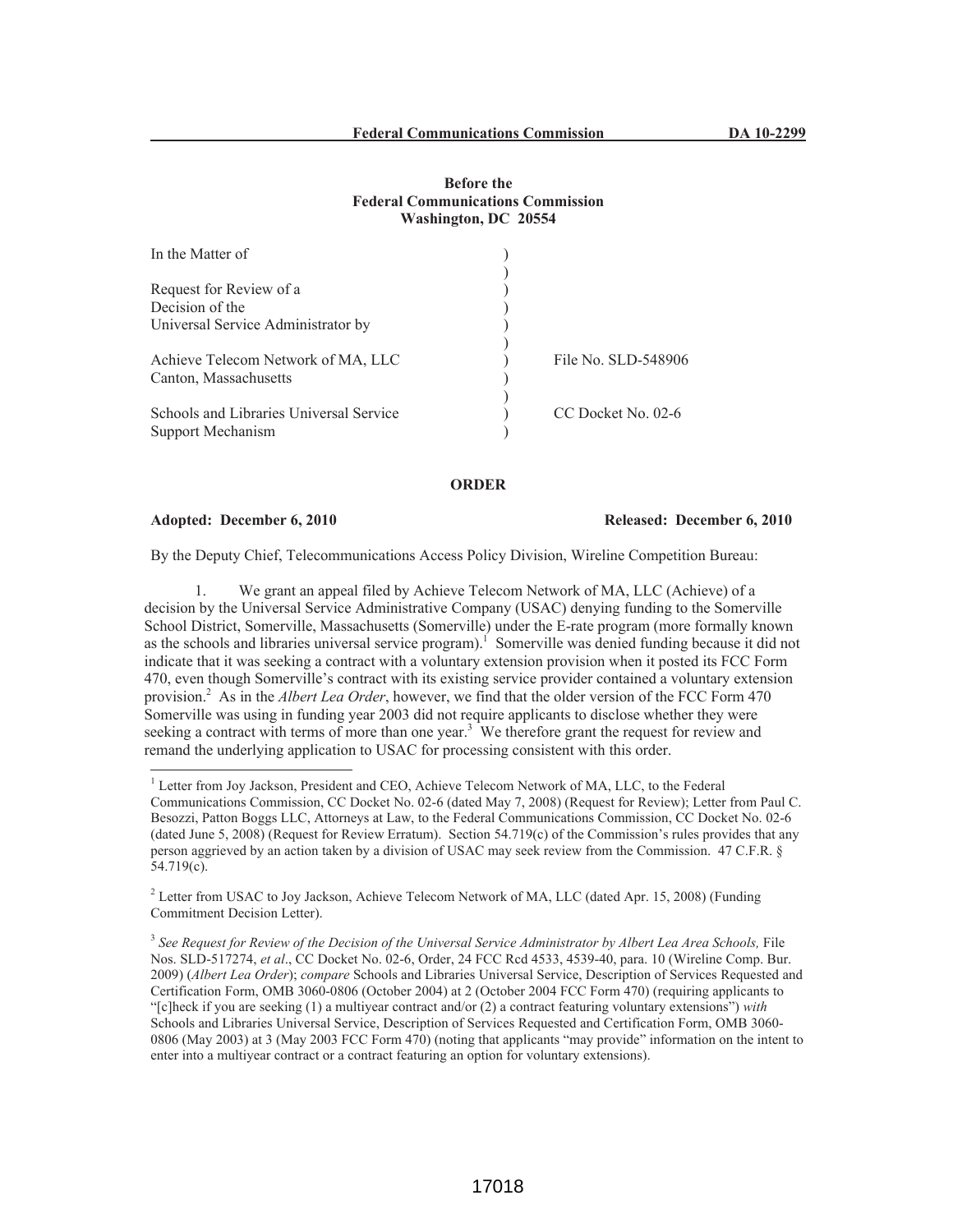**Before the**
**Federal Communications Commission**
**Washington, DC 20554**

| | | |
|---|---|---|
| In the Matter of | ) | |
| | ) | |
| Request for Review of a | ) | |
| Decision of the | ) | |
| Universal Service Administrator by | ) | |
| | ) | |
| Achieve Telecom Network of MA, LLC | ) | File No. SLD-548906 |
| Canton, Massachusetts | ) | |
| | ) | |
| Schools and Libraries Universal Service | ) | CC Docket No. 02-6 |
| Support Mechanism | ) | |

**ORDER**

**Adopted: December 6, 2010** **Released: December 6, 2010**

By the Deputy Chief, Telecommunications Access Policy Division, Wireline Competition Bureau:

1. We grant an appeal filed by Achieve Telecom Network of MA, LLC (Achieve) of a decision by the Universal Service Administrative Company (USAC) denying funding to the Somerville School District, Somerville, Massachusetts (Somerville) under the E-rate program (more formally known as the schools and libraries universal service program).[1] Somerville was denied funding because it did not indicate that it was seeking a contract with a voluntary extension provision when it posted its FCC Form 470, even though Somerville's contract with its existing service provider contained a voluntary extension provision.[2] As in the *Albert Lea Order*, however, we find that the older version of the FCC Form 470 Somerville was using in funding year 2003 did not require applicants to disclose whether they were seeking a contract with terms of more than one year.[3] We therefore grant the request for review and remand the underlying application to USAC for processing consistent with this order.

[1] Letter from Joy Jackson, President and CEO, Achieve Telecom Network of MA, LLC, to the Federal Communications Commission, CC Docket No. 02-6 (dated May 7, 2008) (Request for Review); Letter from Paul C. Besozzi, Patton Boggs LLC, Attorneys at Law, to the Federal Communications Commission, CC Docket No. 02-6 (dated June 5, 2008) (Request for Review Erratum). Section 54.719(c) of the Commission's rules provides that any person aggrieved by an action taken by a division of USAC may seek review from the Commission. 47 C.F.R. § 54.719(c).

[2] Letter from USAC to Joy Jackson, Achieve Telecom Network of MA, LLC (dated Apr. 15, 2008) (Funding Commitment Decision Letter).

[3] *See Request for Review of the Decision of the Universal Service Administrator by Albert Lea Area Schools,* File Nos. SLD-517274, *et al*., CC Docket No. 02-6, Order, 24 FCC Rcd 4533, 4539-40, para. 10 (Wireline Comp. Bur. 2009) (*Albert Lea Order*); *compare* Schools and Libraries Universal Service, Description of Services Requested and Certification Form, OMB 3060-0806 (October 2004) at 2 (October 2004 FCC Form 470) (requiring applicants to "[c]heck if you are seeking (1) a multiyear contract and/or (2) a contract featuring voluntary extensions") *with* Schools and Libraries Universal Service, Description of Services Requested and Certification Form, OMB 3060-0806 (May 2003) at 3 (May 2003 FCC Form 470) (noting that applicants "may provide" information on the intent to enter into a multiyear contract or a contract featuring an option for voluntary extensions).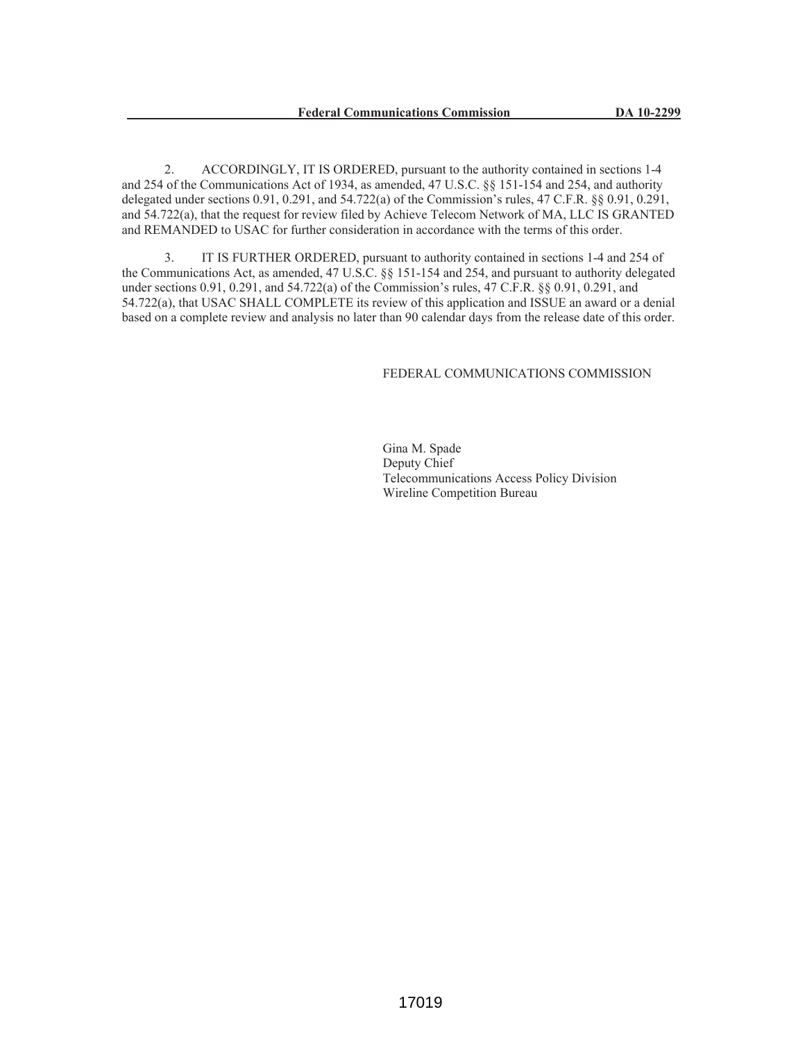2. ACCORDINGLY, IT IS ORDERED, pursuant to the authority contained in sections 1-4 and 254 of the Communications Act of 1934, as amended, 47 U.S.C. §§ 151-154 and 254, and authority delegated under sections 0.91, 0.291, and 54.722(a) of the Commission's rules, 47 C.F.R. §§ 0.91, 0.291, and 54.722(a), that the request for review filed by Achieve Telecom Network of MA, LLC IS GRANTED and REMANDED to USAC for further consideration in accordance with the terms of this order.

3. IT IS FURTHER ORDERED, pursuant to authority contained in sections 1-4 and 254 of the Communications Act, as amended, 47 U.S.C. §§ 151-154 and 254, and pursuant to authority delegated under sections 0.91, 0.291, and 54.722(a) of the Commission's rules, 47 C.F.R. §§ 0.91, 0.291, and 54.722(a), that USAC SHALL COMPLETE its review of this application and ISSUE an award or a denial based on a complete review and analysis no later than 90 calendar days from the release date of this order.

FEDERAL COMMUNICATIONS COMMISSION

Gina M. Spade
Deputy Chief
Telecommunications Access Policy Division
Wireline Competition Bureau